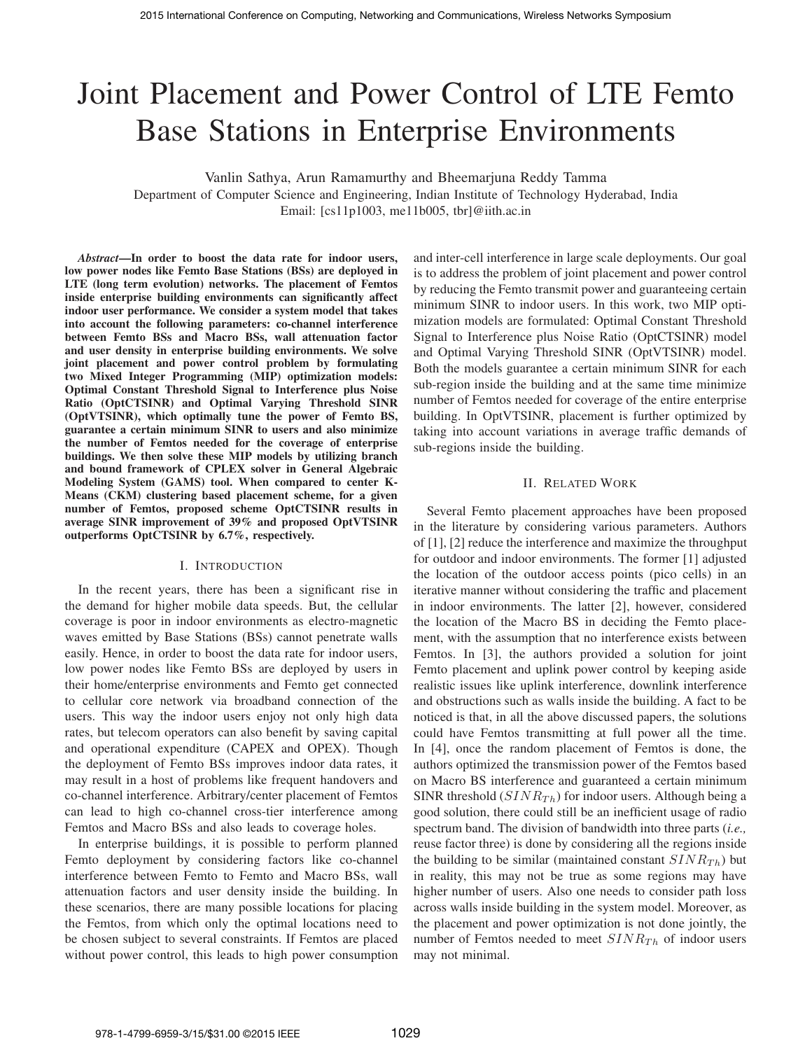# Joint Placement and Power Control of LTE Femto Base Stations in Enterprise Environments

Vanlin Sathya, Arun Ramamurthy and Bheemarjuna Reddy Tamma
Department of Computer Science and Engineering, Indian Institute of Technology Hyderabad, India
Email: [cs11p1003, me11b005, tbr]@iith.ac.in

***Abstract*—In order to boost the data rate for indoor users, low power nodes like Femto Base Stations (BSs) are deployed in LTE (long term evolution) networks. The placement of Femtos inside enterprise building environments can significantly affect indoor user performance. We consider a system model that takes into account the following parameters: co-channel interference between Femto BSs and Macro BSs, wall attenuation factor and user density in enterprise building environments. We solve joint placement and power control problem by formulating two Mixed Integer Programming (MIP) optimization models: Optimal Constant Threshold Signal to Interference plus Noise Ratio (OptCTSINR) and Optimal Varying Threshold SINR (OptVTSINR), which optimally tune the power of Femto BS, guarantee a certain minimum SINR to users and also minimize the number of Femtos needed for the coverage of enterprise buildings. We then solve these MIP models by utilizing branch and bound framework of CPLEX solver in General Algebraic Modeling System (GAMS) tool. When compared to center K-Means (CKM) clustering based placement scheme, for a given number of Femtos, proposed scheme OptCTSINR results in average SINR improvement of 39% and proposed OptVTSINR outperforms OptCTSINR by 6.7%, respectively.**

## I. Introduction

In the recent years, there has been a significant rise in the demand for higher mobile data speeds. But, the cellular coverage is poor in indoor environments as electro-magnetic waves emitted by Base Stations (BSs) cannot penetrate walls easily. Hence, in order to boost the data rate for indoor users, low power nodes like Femto BSs are deployed by users in their home/enterprise environments and Femto get connected to cellular core network via broadband connection of the users. This way the indoor users enjoy not only high data rates, but telecom operators can also benefit by saving capital and operational expenditure (CAPEX and OPEX). Though the deployment of Femto BSs improves indoor data rates, it may result in a host of problems like frequent handovers and co-channel interference. Arbitrary/center placement of Femtos can lead to high co-channel cross-tier interference among Femtos and Macro BSs and also leads to coverage holes.

In enterprise buildings, it is possible to perform planned Femto deployment by considering factors like co-channel interference between Femto to Femto and Macro BSs, wall attenuation factors and user density inside the building. In these scenarios, there are many possible locations for placing the Femtos, from which only the optimal locations need to be chosen subject to several constraints. If Femtos are placed without power control, this leads to high power consumption and inter-cell interference in large scale deployments. Our goal is to address the problem of joint placement and power control by reducing the Femto transmit power and guaranteeing certain minimum SINR to indoor users. In this work, two MIP optimization models are formulated: Optimal Constant Threshold Signal to Interference plus Noise Ratio (OptCTSINR) model and Optimal Varying Threshold SINR (OptVTSINR) model. Both the models guarantee a certain minimum SINR for each sub-region inside the building and at the same time minimize number of Femtos needed for coverage of the entire enterprise building. In OptVTSINR, placement is further optimized by taking into account variations in average traffic demands of sub-regions inside the building.

## II. Related Work

Several Femto placement approaches have been proposed in the literature by considering various parameters. Authors of [1], [2] reduce the interference and maximize the throughput for outdoor and indoor environments. The former [1] adjusted the location of the outdoor access points (pico cells) in an iterative manner without considering the traffic and placement in indoor environments. The latter [2], however, considered the location of the Macro BS in deciding the Femto placement, with the assumption that no interference exists between Femtos. In [3], the authors provided a solution for joint Femto placement and uplink power control by keeping aside realistic issues like uplink interference, downlink interference and obstructions such as walls inside the building. A fact to be noticed is that, in all the above discussed papers, the solutions could have Femtos transmitting at full power all the time. In [4], once the random placement of Femtos is done, the authors optimized the transmission power of the Femtos based on Macro BS interference and guaranteed a certain minimum SINR threshold ($SINR_{Th}$) for indoor users. Although being a good solution, there could still be an inefficient usage of radio spectrum band. The division of bandwidth into three parts (*i.e.,* reuse factor three) is done by considering all the regions inside the building to be similar (maintained constant $SINR_{Th}$) but in reality, this may not be true as some regions may have higher number of users. Also one needs to consider path loss across walls inside building in the system model. Moreover, as the placement and power optimization is not done jointly, the number of Femtos needed to meet $SINR_{Th}$ of indoor users may not minimal.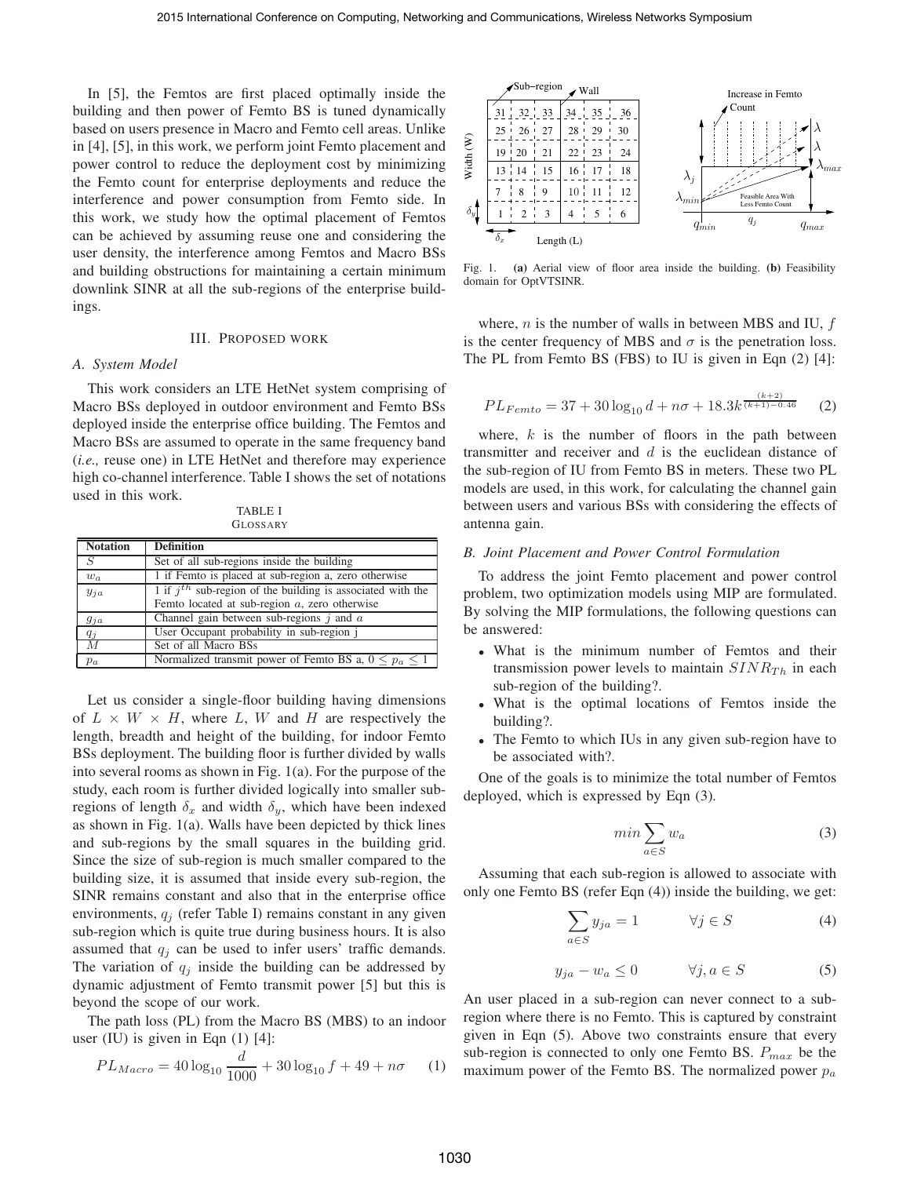In [5], the Femtos are first placed optimally inside the building and then power of Femto BS is tuned dynamically based on users presence in Macro and Femto cell areas. Unlike in [4], [5], in this work, we perform joint Femto placement and power control to reduce the deployment cost by minimizing the Femto count for enterprise deployments and reduce the interference and power consumption from Femto side. In this work, we study how the optimal placement of Femtos can be achieved by assuming reuse one and considering the user density, the interference among Femtos and Macro BSs and building obstructions for maintaining a certain minimum downlink SINR at all the sub-regions of the enterprise buildings.

## III. Proposed work

### A. System Model

This work considers an LTE HetNet system comprising of Macro BSs deployed in outdoor environment and Femto BSs deployed inside the enterprise office building. The Femtos and Macro BSs are assumed to operate in the same frequency band (*i.e.,* reuse one) in LTE HetNet and therefore may experience high co-channel interference. Table I shows the set of notations used in this work.

TABLE I
GLOSSARY

| Notation | Definition |
|---|---|
| $S$ | Set of all sub-regions inside the building |
| $w_a$ | 1 if Femto is placed at sub-region a, zero otherwise |
| $y_{ja}$ | 1 if $j^{th}$ sub-region of the building is associated with the Femto located at sub-region $a$, zero otherwise |
| $g_{ja}$ | Channel gain between sub-regions $j$ and $a$ |
| $q_j$ | User Occupant probability in sub-region j |
| $M$ | Set of all Macro BSs |
| $p_a$ | Normalized transmit power of Femto BS a, $0 \leq p_a \leq 1$ |

Let us consider a single-floor building having dimensions of $L \times W \times H$, where $L$, $W$ and $H$ are respectively the length, breadth and height of the building, for indoor Femto BSs deployment. The building floor is further divided by walls into several rooms as shown in Fig. 1(a). For the purpose of the study, each room is further divided logically into smaller sub-regions of length $\delta_x$ and width $\delta_y$, which have been indexed as shown in Fig. 1(a). Walls have been depicted by thick lines and sub-regions by the small squares in the building grid. Since the size of sub-region is much smaller compared to the building size, it is assumed that inside every sub-region, the SINR remains constant and also that in the enterprise office environments, $q_j$ (refer Table I) remains constant in any given sub-region which is quite true during business hours. It is also assumed that $q_j$ can be used to infer users' traffic demands. The variation of $q_j$ inside the building can be addressed by dynamic adjustment of Femto transmit power [5] but this is beyond the scope of our work.

The path loss (PL) from the Macro BS (MBS) to an indoor user (IU) is given in Eqn (1) [4]:

$$PL_{Macro} = 40 \log_{10} \frac{d}{1000} + 30 \log_{10} f + 49 + n\sigma \qquad (1)$$

Fig. 1. **(a)** Aerial view of floor area inside the building. **(b)** Feasibility domain for OptVTSINR.

where, $n$ is the number of walls in between MBS and IU, $f$ is the center frequency of MBS and $\sigma$ is the penetration loss. The PL from Femto BS (FBS) to IU is given in Eqn (2) [4]:

$$PL_{Femto} = 37 + 30 \log_{10} d + n\sigma + 18.3 k^{\frac{(k+2)}{(k+1)-0.46}} \qquad (2)$$

where, $k$ is the number of floors in the path between transmitter and receiver and $d$ is the euclidean distance of the sub-region of IU from Femto BS in meters. These two PL models are used, in this work, for calculating the channel gain between users and various BSs with considering the effects of antenna gain.

### B. Joint Placement and Power Control Formulation

To address the joint Femto placement and power control problem, two optimization models using MIP are formulated. By solving the MIP formulations, the following questions can be answered:

- What is the minimum number of Femtos and their transmission power levels to maintain $SINR_{Th}$ in each sub-region of the building?.
- What is the optimal locations of Femtos inside the building?.
- The Femto to which IUs in any given sub-region have to be associated with?.

One of the goals is to minimize the total number of Femtos deployed, which is expressed by Eqn (3).

$$min \sum_{a \in S} w_a \qquad (3)$$

Assuming that each sub-region is allowed to associate with only one Femto BS (refer Eqn (4)) inside the building, we get:

$$\sum_{a \in S} y_{ja} = 1 \qquad \forall j \in S \qquad (4)$$

$$y_{ja} - w_a \leq 0 \qquad \forall j, a \in S \qquad (5)$$

An user placed in a sub-region can never connect to a sub-region where there is no Femto. This is captured by constraint given in Eqn (5). Above two constraints ensure that every sub-region is connected to only one Femto BS. $P_{max}$ be the maximum power of the Femto BS. The normalized power $p_a$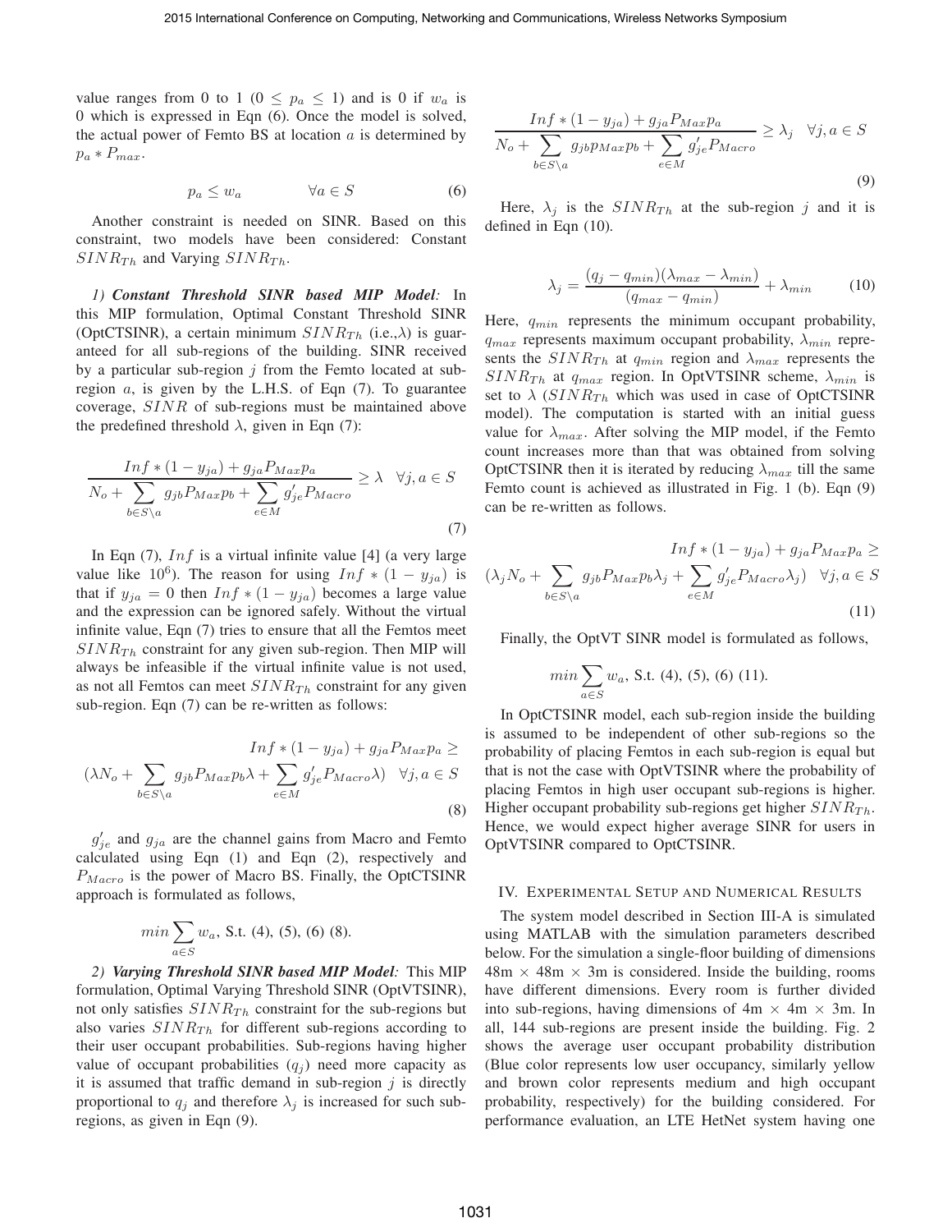value ranges from 0 to 1 ($0 \leq p_a \leq 1$) and is 0 if $w_a$ is 0 which is expressed in Eqn (6). Once the model is solved, the actual power of Femto BS at location $a$ is determined by $p_a * P_{max}$.

$$p_a \leq w_a \qquad \forall a \in S \tag{6}$$

Another constraint is needed on SINR. Based on this constraint, two models have been considered: Constant $SINR_{Th}$ and Varying $SINR_{Th}$.

*1) **Constant Threshold SINR based MIP Model**:* In this MIP formulation, Optimal Constant Threshold SINR (OptCTSINR), a certain minimum $SINR_{Th}$ (i.e.,$\lambda$) is guaranteed for all sub-regions of the building. SINR received by a particular sub-region $j$ from the Femto located at sub-region $a$, is given by the L.H.S. of Eqn (7). To guarantee coverage, $SINR$ of sub-regions must be maintained above the predefined threshold $\lambda$, given in Eqn (7):

$$\frac{Inf * (1 - y_{ja}) + g_{ja} P_{Max} p_a}{N_o + \sum_{b \in S \setminus a} g_{jb} P_{Max} p_b + \sum_{e \in M} g'_{je} P_{Macro}} \geq \lambda \quad \forall j, a \in S \tag{7}$$

In Eqn (7), $Inf$ is a virtual infinite value [4] (a very large value like $10^6$). The reason for using $Inf * (1 - y_{ja})$ is that if $y_{ja} = 0$ then $Inf * (1 - y_{ja})$ becomes a large value and the expression can be ignored safely. Without the virtual infinite value, Eqn (7) tries to ensure that all the Femtos meet $SINR_{Th}$ constraint for any given sub-region. Then MIP will always be infeasible if the virtual infinite value is not used, as not all Femtos can meet $SINR_{Th}$ constraint for any given sub-region. Eqn (7) can be re-written as follows:

$$Inf * (1 - y_{ja}) + g_{ja} P_{Max} p_a \geq (\lambda N_o + \sum_{b \in S \setminus a} g_{jb} P_{Max} p_b \lambda + \sum_{e \in M} g'_{je} P_{Macro} \lambda) \quad \forall j, a \in S \tag{8}$$

$g'_{je}$ and $g_{ja}$ are the channel gains from Macro and Femto calculated using Eqn (1) and Eqn (2), respectively and $P_{Macro}$ is the power of Macro BS. Finally, the OptCTSINR approach is formulated as follows,

$$min \sum_{a \in S} w_a, \text{ S.t. (4), (5), (6) (8).}$$

*2) **Varying Threshold SINR based MIP Model**:* This MIP formulation, Optimal Varying Threshold SINR (OptVTSINR), not only satisfies $SINR_{Th}$ constraint for the sub-regions but also varies $SINR_{Th}$ for different sub-regions according to their user occupant probabilities. Sub-regions having higher value of occupant probabilities ($q_j$) need more capacity as it is assumed that traffic demand in sub-region $j$ is directly proportional to $q_j$ and therefore $\lambda_j$ is increased for such sub-regions, as given in Eqn (9).

$$\frac{Inf * (1 - y_{ja}) + g_{ja} P_{Max} p_a}{N_o + \sum_{b \in S \setminus a} g_{jb} p_{Max} p_b + \sum_{e \in M} g'_{je} P_{Macro}} \geq \lambda_j \quad \forall j, a \in S \tag{9}$$

Here, $\lambda_j$ is the $SINR_{Th}$ at the sub-region $j$ and it is defined in Eqn (10).

$$\lambda_j = \frac{(q_j - q_{min})(\lambda_{max} - \lambda_{min})}{(q_{max} - q_{min})} + \lambda_{min} \tag{10}$$

Here, $q_{min}$ represents the minimum occupant probability, $q_{max}$ represents maximum occupant probability, $\lambda_{min}$ represents the $SINR_{Th}$ at $q_{min}$ region and $\lambda_{max}$ represents the $SINR_{Th}$ at $q_{max}$ region. In OptVTSINR scheme, $\lambda_{min}$ is set to $\lambda$ ($SINR_{Th}$ which was used in case of OptCTSINR model). The computation is started with an initial guess value for $\lambda_{max}$. After solving the MIP model, if the Femto count increases more than that was obtained from solving OptCTSINR then it is iterated by reducing $\lambda_{max}$ till the same Femto count is achieved as illustrated in Fig. 1 (b). Eqn (9) can be re-written as follows.

$$Inf * (1 - y_{ja}) + g_{ja} P_{Max} p_a \geq (\lambda_j N_o + \sum_{b \in S \setminus a} g_{jb} P_{Max} p_b \lambda_j + \sum_{e \in M} g'_{je} P_{Macro} \lambda_j) \quad \forall j, a \in S \tag{11}$$

Finally, the OptVT SINR model is formulated as follows,

$$min \sum_{a \in S} w_a, \text{ S.t. (4), (5), (6) (11).}$$

In OptCTSINR model, each sub-region inside the building is assumed to be independent of other sub-regions so the probability of placing Femtos in each sub-region is equal but that is not the case with OptVTSINR where the probability of placing Femtos in high user occupant sub-regions is higher. Higher occupant probability sub-regions get higher $SINR_{Th}$. Hence, we would expect higher average SINR for users in OptVTSINR compared to OptCTSINR.

## IV. Experimental Setup and Numerical Results

The system model described in Section III-A is simulated using MATLAB with the simulation parameters described below. For the simulation a single-floor building of dimensions 48m × 48m × 3m is considered. Inside the building, rooms have different dimensions. Every room is further divided into sub-regions, having dimensions of 4m × 4m × 3m. In all, 144 sub-regions are present inside the building. Fig. 2 shows the average user occupant probability distribution (Blue color represents low user occupancy, similarly yellow and brown color represents medium and high occupant probability, respectively) for the building considered. For performance evaluation, an LTE HetNet system having one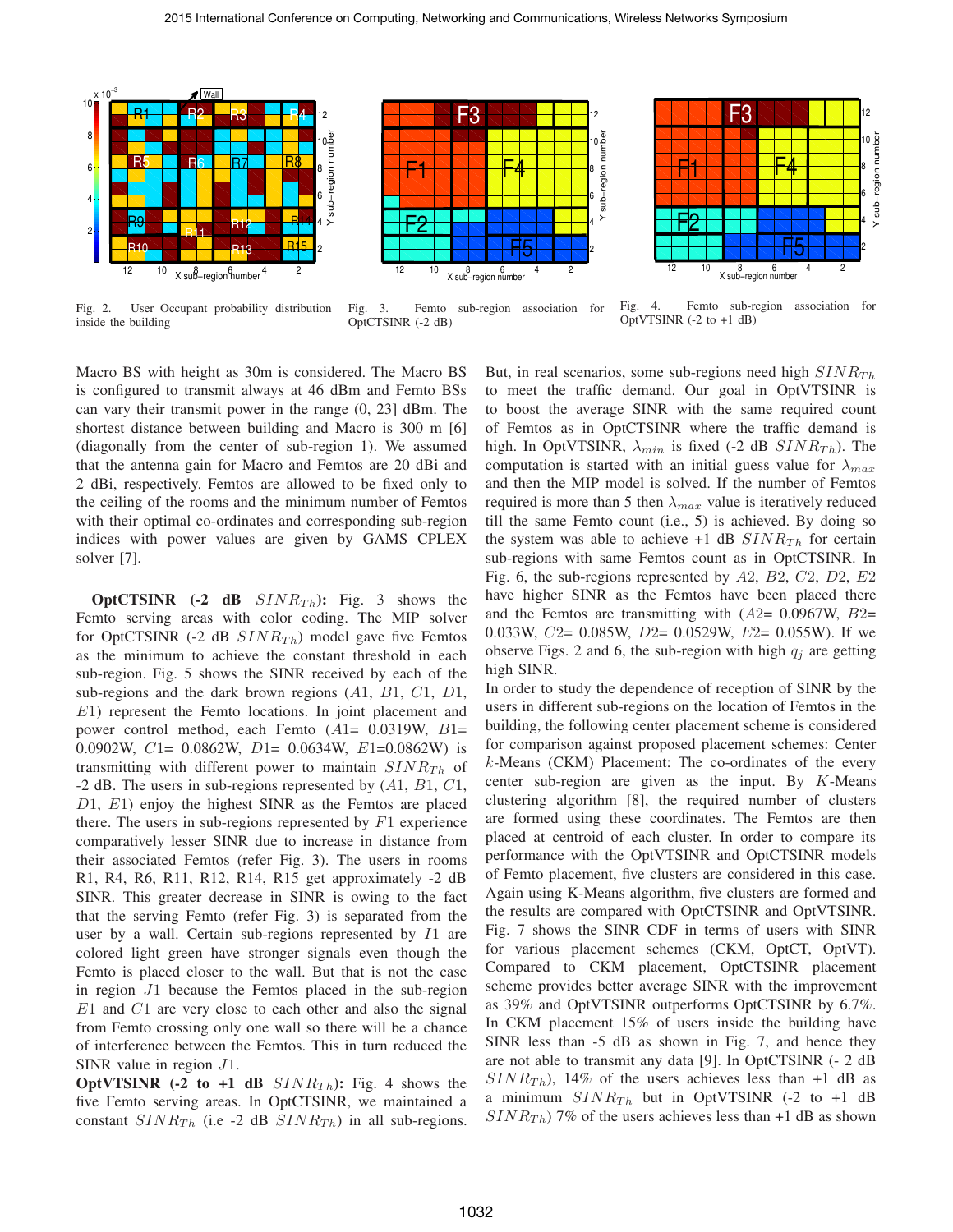Fig. 2. User Occupant probability distribution inside the building

Fig. 3. Femto sub-region association for OptCTSINR (-2 dB)

Fig. 4. Femto sub-region association for OptVTSINR (-2 to +1 dB)

Macro BS with height as 30m is considered. The Macro BS is configured to transmit always at 46 dBm and Femto BSs can vary their transmit power in the range (0, 23] dBm. The shortest distance between building and Macro is 300 m [6] (diagonally from the center of sub-region 1). We assumed that the antenna gain for Macro and Femtos are 20 dBi and 2 dBi, respectively. Femtos are allowed to be fixed only to the ceiling of the rooms and the minimum number of Femtos with their optimal co-ordinates and corresponding sub-region indices with power values are given by GAMS CPLEX solver [7].

**OptCTSINR (-2 dB $SINR_{Th}$):** Fig. 3 shows the Femto serving areas with color coding. The MIP solver for OptCTSINR (-2 dB $SINR_{Th}$) model gave five Femtos as the minimum to achieve the constant threshold in each sub-region. Fig. 5 shows the SINR received by each of the sub-regions and the dark brown regions ($A1$, $B1$, $C1$, $D1$, $E1$) represent the Femto locations. In joint placement and power control method, each Femto ($A1$= 0.0319W, $B1$= 0.0902W, $C1$= 0.0862W, $D1$= 0.0634W, $E1$=0.0862W) is transmitting with different power to maintain $SINR_{Th}$ of -2 dB. The users in sub-regions represented by ($A1$, $B1$, $C1$, $D1$, $E1$) enjoy the highest SINR as the Femtos are placed there. The users in sub-regions represented by $F1$ experience comparatively lesser SINR due to increase in distance from their associated Femtos (refer Fig. 3). The users in rooms R1, R4, R6, R11, R12, R14, R15 get approximately -2 dB SINR. This greater decrease in SINR is owing to the fact that the serving Femto (refer Fig. 3) is separated from the user by a wall. Certain sub-regions represented by $I1$ are colored light green have stronger signals even though the Femto is placed closer to the wall. But that is not the case in region $J1$ because the Femtos placed in the sub-region $E1$ and $C1$ are very close to each other and also the signal from Femto crossing only one wall so there will be a chance of interference between the Femtos. This in turn reduced the SINR value in region $J1$.

**OptVTSINR (-2 to +1 dB $SINR_{Th}$):** Fig. 4 shows the five Femto serving areas. In OptCTSINR, we maintained a constant $SINR_{Th}$ (i.e -2 dB $SINR_{Th}$) in all sub-regions. But, in real scenarios, some sub-regions need high $SINR_{Th}$ to meet the traffic demand. Our goal in OptVTSINR is to boost the average SINR with the same required count of Femtos as in OptCTSINR where the traffic demand is high. In OptVTSINR, $\lambda_{min}$ is fixed (-2 dB $SINR_{Th}$). The computation is started with an initial guess value for $\lambda_{max}$ and then the MIP model is solved. If the number of Femtos required is more than 5 then $\lambda_{max}$ value is iteratively reduced till the same Femto count (i.e., 5) is achieved. By doing so the system was able to achieve +1 dB $SINR_{Th}$ for certain sub-regions with same Femtos count as in OptCTSINR. In Fig. 6, the sub-regions represented by $A2$, $B2$, $C2$, $D2$, $E2$ have higher SINR as the Femtos have been placed there and the Femtos are transmitting with ($A2$= 0.0967W, $B2$= 0.033W, $C2$= 0.085W, $D2$= 0.0529W, $E2$= 0.055W). If we observe Figs. 2 and 6, the sub-region with high $q_j$ are getting high SINR.

In order to study the dependence of reception of SINR by the users in different sub-regions on the location of Femtos in the building, the following center placement scheme is considered for comparison against proposed placement schemes: Center $k$-Means (CKM) Placement: The co-ordinates of the every center sub-region are given as the input. By $K$-Means clustering algorithm [8], the required number of clusters are formed using these coordinates. The Femtos are then placed at centroid of each cluster. In order to compare its performance with the OptVTSINR and OptCTSINR models of Femto placement, five clusters are considered in this case. Again using K-Means algorithm, five clusters are formed and the results are compared with OptCTSINR and OptVTSINR. Fig. 7 shows the SINR CDF in terms of users with SINR for various placement schemes (CKM, OptCT, OptVT). Compared to CKM placement, OptCTSINR placement scheme provides better average SINR with the improvement as 39% and OptVTSINR outperforms OptCTSINR by 6.7%. In CKM placement 15% of users inside the building have SINR less than -5 dB as shown in Fig. 7, and hence they are not able to transmit any data [9]. In OptCTSINR (- 2 dB $SINR_{Th}$), 14% of the users achieves less than +1 dB as a minimum $SINR_{Th}$ but in OptVTSINR (-2 to +1 dB $SINR_{Th}$) 7% of the users achieves less than +1 dB as shown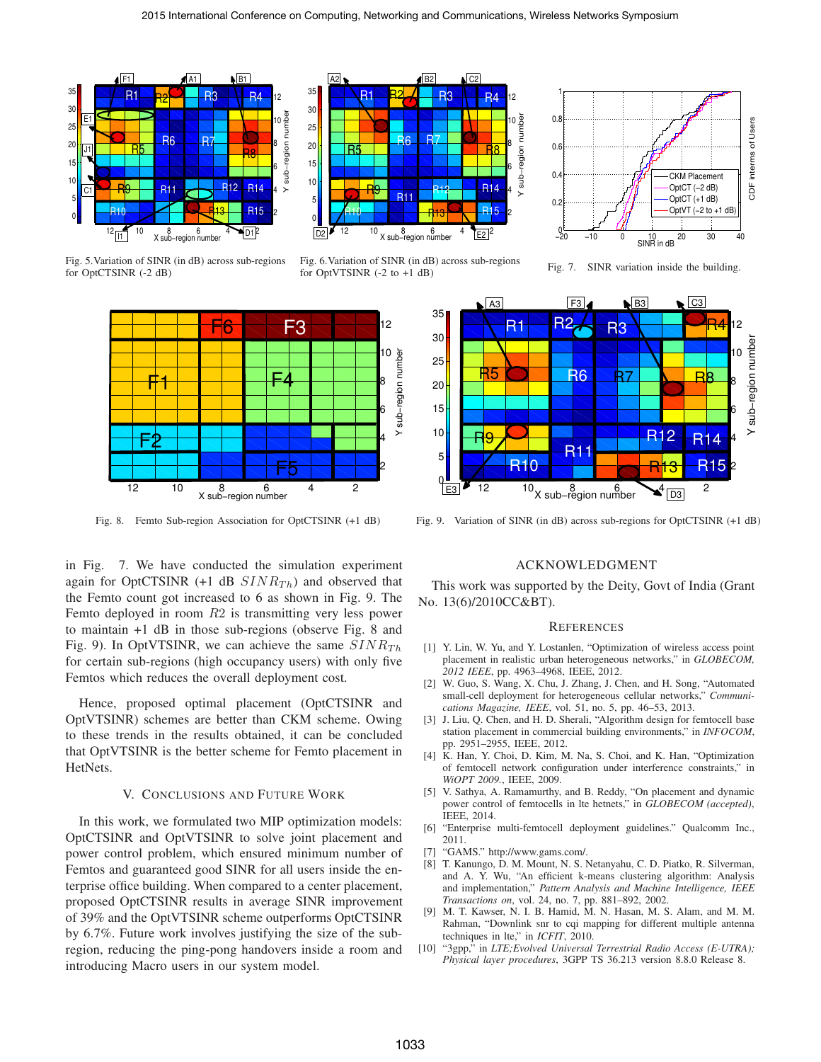Fig. 5. Variation of SINR (in dB) across sub-regions for OptCTSINR (-2 dB)

Fig. 6. Variation of SINR (in dB) across sub-regions for OptVTSINR (-2 to +1 dB)

Fig. 7. SINR variation inside the building.

Fig. 8. Femto Sub-region Association for OptCTSINR (+1 dB)

Fig. 9. Variation of SINR (in dB) across sub-regions for OptCTSINR (+1 dB)

in Fig. 7. We have conducted the simulation experiment again for OptCTSINR (+1 dB $SINR_{Th}$) and observed that the Femto count got increased to 6 as shown in Fig. 9. The Femto deployed in room $R2$ is transmitting very less power to maintain +1 dB in those sub-regions (observe Fig. 8 and Fig. 9). In OptVTSINR, we can achieve the same $SINR_{Th}$ for certain sub-regions (high occupancy users) with only five Femtos which reduces the overall deployment cost.

Hence, proposed optimal placement (OptCTSINR and OptVTSINR) schemes are better than CKM scheme. Owing to these trends in the results obtained, it can be concluded that OptVTSINR is the better scheme for Femto placement in HetNets.

## V. Conclusions and Future Work

In this work, we formulated two MIP optimization models: OptCTSINR and OptVTSINR to solve joint placement and power control problem, which ensured minimum number of Femtos and guaranteed good SINR for all users inside the enterprise office building. When compared to a center placement, proposed OptCTSINR results in average SINR improvement of 39% and the OptVTSINR scheme outperforms OptCTSINR by 6.7%. Future work involves justifying the size of the sub-region, reducing the ping-pong handovers inside a room and introducing Macro users in our system model.

## Acknowledgment

This work was supported by the Deity, Govt of India (Grant No. 13(6)/2010CC&BT).

## References

[1] Y. Lin, W. Yu, and Y. Lostanlen, "Optimization of wireless access point placement in realistic urban heterogeneous networks," in *GLOBECOM, 2012 IEEE*, pp. 4963–4968, IEEE, 2012.

[2] W. Guo, S. Wang, X. Chu, J. Zhang, J. Chen, and H. Song, "Automated small-cell deployment for heterogeneous cellular networks," *Communications Magazine, IEEE*, vol. 51, no. 5, pp. 46–53, 2013.

[3] J. Liu, Q. Chen, and H. D. Sherali, "Algorithm design for femtocell base station placement in commercial building environments," in *INFOCOM*, pp. 2951–2955, IEEE, 2012.

[4] K. Han, Y. Choi, D. Kim, M. Na, S. Choi, and K. Han, "Optimization of femtocell network configuration under interference constraints," in *WiOPT 2009.*, IEEE, 2009.

[5] V. Sathya, A. Ramamurthy, and B. Reddy, "On placement and dynamic power control of femtocells in lte hetnets," in *GLOBECOM (accepted)*, IEEE, 2014.

[6] "Enterprise multi-femtocell deployment guidelines." Qualcomm Inc., 2011.

[7] "GAMS." http://www.gams.com/.

[8] T. Kanungo, D. M. Mount, N. S. Netanyahu, C. D. Piatko, R. Silverman, and A. Y. Wu, "An efficient k-means clustering algorithm: Analysis and implementation," *Pattern Analysis and Machine Intelligence, IEEE Transactions on*, vol. 24, no. 7, pp. 881–892, 2002.

[9] M. T. Kawser, N. I. B. Hamid, M. N. Hasan, M. S. Alam, and M. M. Rahman, "Downlink snr to cqi mapping for different multiple antenna techniques in lte," in *ICFIT*, 2010.

[10] "3gpp," in *LTE;Evolved Universal Terrestrial Radio Access (E-UTRA); Physical layer procedures*, 3GPP TS 36.213 version 8.8.0 Release 8.